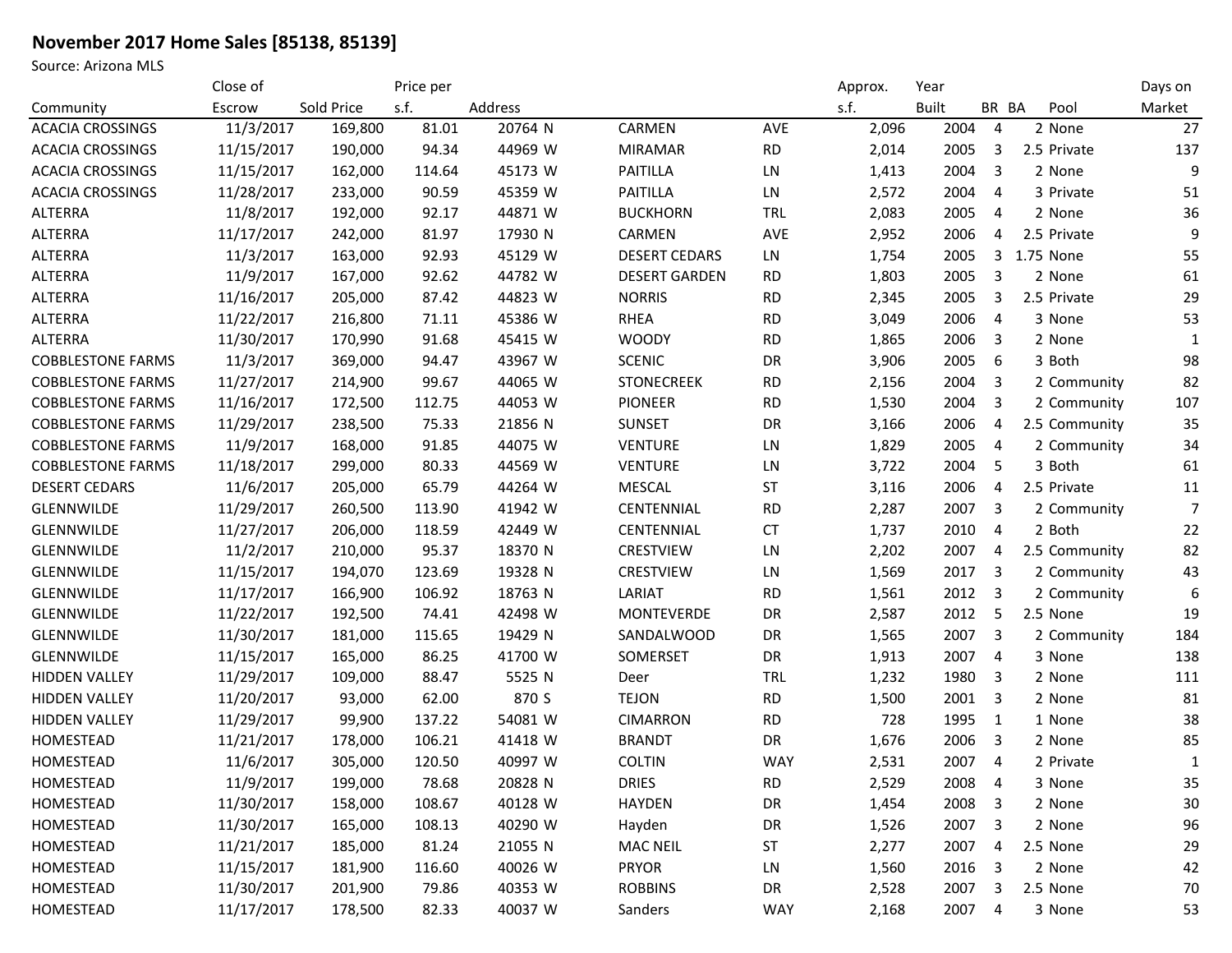# November 2017 Home Sales [85138, 85139]

Source: Arizona MLS

| Community | Close of Escrow | Sold Price | Price per s.f. | Address | | | Approx. s.f. | Year Built | BR | BA | Pool | Days on Market |
|---|---|---|---|---|---|---|---|---|---|---|---|---|
| ACACIA CROSSINGS | 11/3/2017 | 169,800 | 81.01 | 20764 N | CARMEN | AVE | 2,096 | 2004 | 4 | 2 | None | 27 |
| ACACIA CROSSINGS | 11/15/2017 | 190,000 | 94.34 | 44969 W | MIRAMAR | RD | 2,014 | 2005 | 3 | 2.5 | Private | 137 |
| ACACIA CROSSINGS | 11/15/2017 | 162,000 | 114.64 | 45173 W | PAITILLA | LN | 1,413 | 2004 | 3 | 2 | None | 9 |
| ACACIA CROSSINGS | 11/28/2017 | 233,000 | 90.59 | 45359 W | PAITILLA | LN | 2,572 | 2004 | 4 | 3 | Private | 51 |
| ALTERRA | 11/8/2017 | 192,000 | 92.17 | 44871 W | BUCKHORN | TRL | 2,083 | 2005 | 4 | 2 | None | 36 |
| ALTERRA | 11/17/2017 | 242,000 | 81.97 | 17930 N | CARMEN | AVE | 2,952 | 2006 | 4 | 2.5 | Private | 9 |
| ALTERRA | 11/3/2017 | 163,000 | 92.93 | 45129 W | DESERT CEDARS | LN | 1,754 | 2005 | 3 | 1.75 | None | 55 |
| ALTERRA | 11/9/2017 | 167,000 | 92.62 | 44782 W | DESERT GARDEN | RD | 1,803 | 2005 | 3 | 2 | None | 61 |
| ALTERRA | 11/16/2017 | 205,000 | 87.42 | 44823 W | NORRIS | RD | 2,345 | 2005 | 3 | 2.5 | Private | 29 |
| ALTERRA | 11/22/2017 | 216,800 | 71.11 | 45386 W | RHEA | RD | 3,049 | 2006 | 4 | 3 | None | 53 |
| ALTERRA | 11/30/2017 | 170,990 | 91.68 | 45415 W | WOODY | RD | 1,865 | 2006 | 3 | 2 | None | 1 |
| COBBLESTONE FARMS | 11/3/2017 | 369,000 | 94.47 | 43967 W | SCENIC | DR | 3,906 | 2005 | 6 | 3 | Both | 98 |
| COBBLESTONE FARMS | 11/27/2017 | 214,900 | 99.67 | 44065 W | STONECREEK | RD | 2,156 | 2004 | 3 | 2 | Community | 82 |
| COBBLESTONE FARMS | 11/16/2017 | 172,500 | 112.75 | 44053 W | PIONEER | RD | 1,530 | 2004 | 3 | 2 | Community | 107 |
| COBBLESTONE FARMS | 11/29/2017 | 238,500 | 75.33 | 21856 N | SUNSET | DR | 3,166 | 2006 | 4 | 2.5 | Community | 35 |
| COBBLESTONE FARMS | 11/9/2017 | 168,000 | 91.85 | 44075 W | VENTURE | LN | 1,829 | 2005 | 4 | 2 | Community | 34 |
| COBBLESTONE FARMS | 11/18/2017 | 299,000 | 80.33 | 44569 W | VENTURE | LN | 3,722 | 2004 | 5 | 3 | Both | 61 |
| DESERT CEDARS | 11/6/2017 | 205,000 | 65.79 | 44264 W | MESCAL | ST | 3,116 | 2006 | 4 | 2.5 | Private | 11 |
| GLENNWILDE | 11/29/2017 | 260,500 | 113.90 | 41942 W | CENTENNIAL | RD | 2,287 | 2007 | 3 | 2 | Community | 7 |
| GLENNWILDE | 11/27/2017 | 206,000 | 118.59 | 42449 W | CENTENNIAL | CT | 1,737 | 2010 | 4 | 2 | Both | 22 |
| GLENNWILDE | 11/2/2017 | 210,000 | 95.37 | 18370 N | CRESTVIEW | LN | 2,202 | 2007 | 4 | 2.5 | Community | 82 |
| GLENNWILDE | 11/15/2017 | 194,070 | 123.69 | 19328 N | CRESTVIEW | LN | 1,569 | 2017 | 3 | 2 | Community | 43 |
| GLENNWILDE | 11/17/2017 | 166,900 | 106.92 | 18763 N | LARIAT | RD | 1,561 | 2012 | 3 | 2 | Community | 6 |
| GLENNWILDE | 11/22/2017 | 192,500 | 74.41 | 42498 W | MONTEVERDE | DR | 2,587 | 2012 | 5 | 2.5 | None | 19 |
| GLENNWILDE | 11/30/2017 | 181,000 | 115.65 | 19429 N | SANDALWOOD | DR | 1,565 | 2007 | 3 | 2 | Community | 184 |
| GLENNWILDE | 11/15/2017 | 165,000 | 86.25 | 41700 W | SOMERSET | DR | 1,913 | 2007 | 4 | 3 | None | 138 |
| HIDDEN VALLEY | 11/29/2017 | 109,000 | 88.47 | 5525 N | Deer | TRL | 1,232 | 1980 | 3 | 2 | None | 111 |
| HIDDEN VALLEY | 11/20/2017 | 93,000 | 62.00 | 870 S | TEJON | RD | 1,500 | 2001 | 3 | 2 | None | 81 |
| HIDDEN VALLEY | 11/29/2017 | 99,900 | 137.22 | 54081 W | CIMARRON | RD | 728 | 1995 | 1 | 1 | None | 38 |
| HOMESTEAD | 11/21/2017 | 178,000 | 106.21 | 41418 W | BRANDT | DR | 1,676 | 2006 | 3 | 2 | None | 85 |
| HOMESTEAD | 11/6/2017 | 305,000 | 120.50 | 40997 W | COLTIN | WAY | 2,531 | 2007 | 4 | 2 | Private | 1 |
| HOMESTEAD | 11/9/2017 | 199,000 | 78.68 | 20828 N | DRIES | RD | 2,529 | 2008 | 4 | 3 | None | 35 |
| HOMESTEAD | 11/30/2017 | 158,000 | 108.67 | 40128 W | HAYDEN | DR | 1,454 | 2008 | 3 | 2 | None | 30 |
| HOMESTEAD | 11/30/2017 | 165,000 | 108.13 | 40290 W | Hayden | DR | 1,526 | 2007 | 3 | 2 | None | 96 |
| HOMESTEAD | 11/21/2017 | 185,000 | 81.24 | 21055 N | MAC NEIL | ST | 2,277 | 2007 | 4 | 2.5 | None | 29 |
| HOMESTEAD | 11/15/2017 | 181,900 | 116.60 | 40026 W | PRYOR | LN | 1,560 | 2016 | 3 | 2 | None | 42 |
| HOMESTEAD | 11/30/2017 | 201,900 | 79.86 | 40353 W | ROBBINS | DR | 2,528 | 2007 | 3 | 2.5 | None | 70 |
| HOMESTEAD | 11/17/2017 | 178,500 | 82.33 | 40037 W | Sanders | WAY | 2,168 | 2007 | 4 | 3 | None | 53 |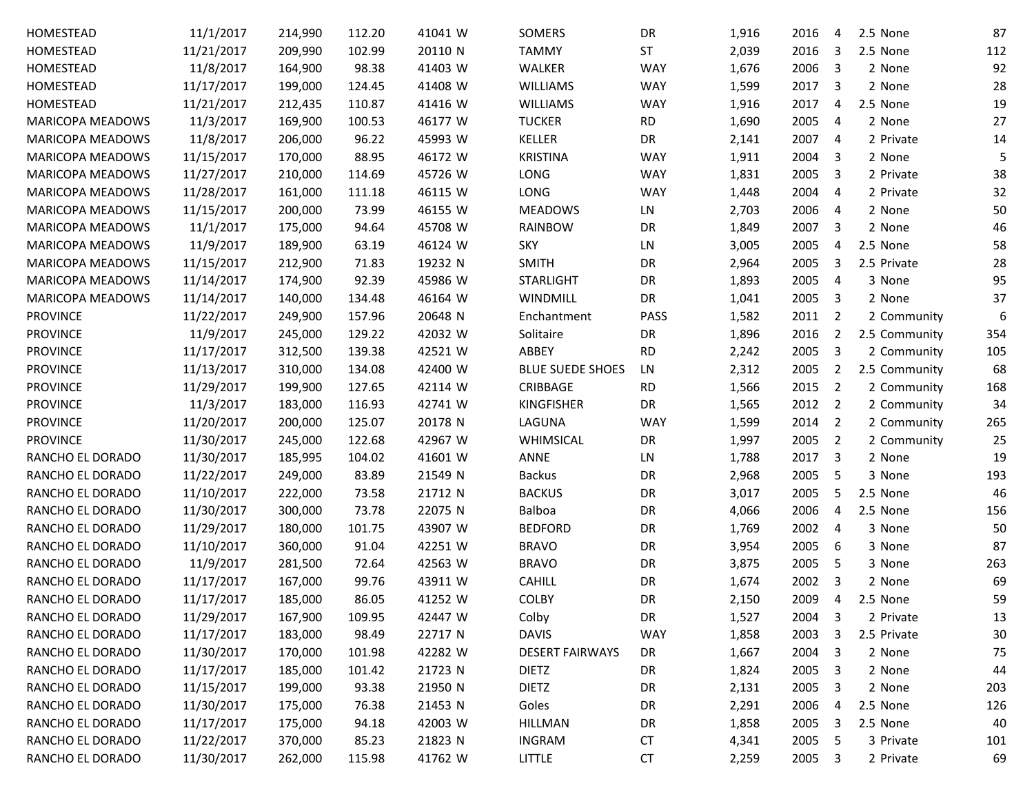| | | | | | | | | | | | | |
|---|---|---|---|---|---|---|---|---|---|---|---|---|
| HOMESTEAD | 11/1/2017 | 214,990 | 112.20 | 41041 W | SOMERS | DR | 1,916 | 2016 | 4 | 2.5 | None | 87 |
| HOMESTEAD | 11/21/2017 | 209,990 | 102.99 | 20110 N | TAMMY | ST | 2,039 | 2016 | 3 | 2.5 | None | 112 |
| HOMESTEAD | 11/8/2017 | 164,900 | 98.38 | 41403 W | WALKER | WAY | 1,676 | 2006 | 3 | 2 | None | 92 |
| HOMESTEAD | 11/17/2017 | 199,000 | 124.45 | 41408 W | WILLIAMS | WAY | 1,599 | 2017 | 3 | 2 | None | 28 |
| HOMESTEAD | 11/21/2017 | 212,435 | 110.87 | 41416 W | WILLIAMS | WAY | 1,916 | 2017 | 4 | 2.5 | None | 19 |
| MARICOPA MEADOWS | 11/3/2017 | 169,900 | 100.53 | 46177 W | TUCKER | RD | 1,690 | 2005 | 4 | 2 | None | 27 |
| MARICOPA MEADOWS | 11/8/2017 | 206,000 | 96.22 | 45993 W | KELLER | DR | 2,141 | 2007 | 4 | 2 | Private | 14 |
| MARICOPA MEADOWS | 11/15/2017 | 170,000 | 88.95 | 46172 W | KRISTINA | WAY | 1,911 | 2004 | 3 | 2 | None | 5 |
| MARICOPA MEADOWS | 11/27/2017 | 210,000 | 114.69 | 45726 W | LONG | WAY | 1,831 | 2005 | 3 | 2 | Private | 38 |
| MARICOPA MEADOWS | 11/28/2017 | 161,000 | 111.18 | 46115 W | LONG | WAY | 1,448 | 2004 | 4 | 2 | Private | 32 |
| MARICOPA MEADOWS | 11/15/2017 | 200,000 | 73.99 | 46155 W | MEADOWS | LN | 2,703 | 2006 | 4 | 2 | None | 50 |
| MARICOPA MEADOWS | 11/1/2017 | 175,000 | 94.64 | 45708 W | RAINBOW | DR | 1,849 | 2007 | 3 | 2 | None | 46 |
| MARICOPA MEADOWS | 11/9/2017 | 189,900 | 63.19 | 46124 W | SKY | LN | 3,005 | 2005 | 4 | 2.5 | None | 58 |
| MARICOPA MEADOWS | 11/15/2017 | 212,900 | 71.83 | 19232 N | SMITH | DR | 2,964 | 2005 | 3 | 2.5 | Private | 28 |
| MARICOPA MEADOWS | 11/14/2017 | 174,900 | 92.39 | 45986 W | STARLIGHT | DR | 1,893 | 2005 | 4 | 3 | None | 95 |
| MARICOPA MEADOWS | 11/14/2017 | 140,000 | 134.48 | 46164 W | WINDMILL | DR | 1,041 | 2005 | 3 | 2 | None | 37 |
| PROVINCE | 11/22/2017 | 249,900 | 157.96 | 20648 N | Enchantment | PASS | 1,582 | 2011 | 2 | 2 | Community | 6 |
| PROVINCE | 11/9/2017 | 245,000 | 129.22 | 42032 W | Solitaire | DR | 1,896 | 2016 | 2 | 2.5 | Community | 354 |
| PROVINCE | 11/17/2017 | 312,500 | 139.38 | 42521 W | ABBEY | RD | 2,242 | 2005 | 3 | 2 | Community | 105 |
| PROVINCE | 11/13/2017 | 310,000 | 134.08 | 42400 W | BLUE SUEDE SHOES | LN | 2,312 | 2005 | 2 | 2.5 | Community | 68 |
| PROVINCE | 11/29/2017 | 199,900 | 127.65 | 42114 W | CRIBBAGE | RD | 1,566 | 2015 | 2 | 2 | Community | 168 |
| PROVINCE | 11/3/2017 | 183,000 | 116.93 | 42741 W | KINGFISHER | DR | 1,565 | 2012 | 2 | 2 | Community | 34 |
| PROVINCE | 11/20/2017 | 200,000 | 125.07 | 20178 N | LAGUNA | WAY | 1,599 | 2014 | 2 | 2 | Community | 265 |
| PROVINCE | 11/30/2017 | 245,000 | 122.68 | 42967 W | WHIMSICAL | DR | 1,997 | 2005 | 2 | 2 | Community | 25 |
| RANCHO EL DORADO | 11/30/2017 | 185,995 | 104.02 | 41601 W | ANNE | LN | 1,788 | 2017 | 3 | 2 | None | 19 |
| RANCHO EL DORADO | 11/22/2017 | 249,000 | 83.89 | 21549 N | Backus | DR | 2,968 | 2005 | 5 | 3 | None | 193 |
| RANCHO EL DORADO | 11/10/2017 | 222,000 | 73.58 | 21712 N | BACKUS | DR | 3,017 | 2005 | 5 | 2.5 | None | 46 |
| RANCHO EL DORADO | 11/30/2017 | 300,000 | 73.78 | 22075 N | Balboa | DR | 4,066 | 2006 | 4 | 2.5 | None | 156 |
| RANCHO EL DORADO | 11/29/2017 | 180,000 | 101.75 | 43907 W | BEDFORD | DR | 1,769 | 2002 | 4 | 3 | None | 50 |
| RANCHO EL DORADO | 11/10/2017 | 360,000 | 91.04 | 42251 W | BRAVO | DR | 3,954 | 2005 | 6 | 3 | None | 87 |
| RANCHO EL DORADO | 11/9/2017 | 281,500 | 72.64 | 42563 W | BRAVO | DR | 3,875 | 2005 | 5 | 3 | None | 263 |
| RANCHO EL DORADO | 11/17/2017 | 167,000 | 99.76 | 43911 W | CAHILL | DR | 1,674 | 2002 | 3 | 2 | None | 69 |
| RANCHO EL DORADO | 11/17/2017 | 185,000 | 86.05 | 41252 W | COLBY | DR | 2,150 | 2009 | 4 | 2.5 | None | 59 |
| RANCHO EL DORADO | 11/29/2017 | 167,900 | 109.95 | 42447 W | Colby | DR | 1,527 | 2004 | 3 | 2 | Private | 13 |
| RANCHO EL DORADO | 11/17/2017 | 183,000 | 98.49 | 22717 N | DAVIS | WAY | 1,858 | 2003 | 3 | 2.5 | Private | 30 |
| RANCHO EL DORADO | 11/30/2017 | 170,000 | 101.98 | 42282 W | DESERT FAIRWAYS | DR | 1,667 | 2004 | 3 | 2 | None | 75 |
| RANCHO EL DORADO | 11/17/2017 | 185,000 | 101.42 | 21723 N | DIETZ | DR | 1,824 | 2005 | 3 | 2 | None | 44 |
| RANCHO EL DORADO | 11/15/2017 | 199,000 | 93.38 | 21950 N | DIETZ | DR | 2,131 | 2005 | 3 | 2 | None | 203 |
| RANCHO EL DORADO | 11/30/2017 | 175,000 | 76.38 | 21453 N | Goles | DR | 2,291 | 2006 | 4 | 2.5 | None | 126 |
| RANCHO EL DORADO | 11/17/2017 | 175,000 | 94.18 | 42003 W | HILLMAN | DR | 1,858 | 2005 | 3 | 2.5 | None | 40 |
| RANCHO EL DORADO | 11/22/2017 | 370,000 | 85.23 | 21823 N | INGRAM | CT | 4,341 | 2005 | 5 | 3 | Private | 101 |
| RANCHO EL DORADO | 11/30/2017 | 262,000 | 115.98 | 41762 W | LITTLE | CT | 2,259 | 2005 | 3 | 2 | Private | 69 |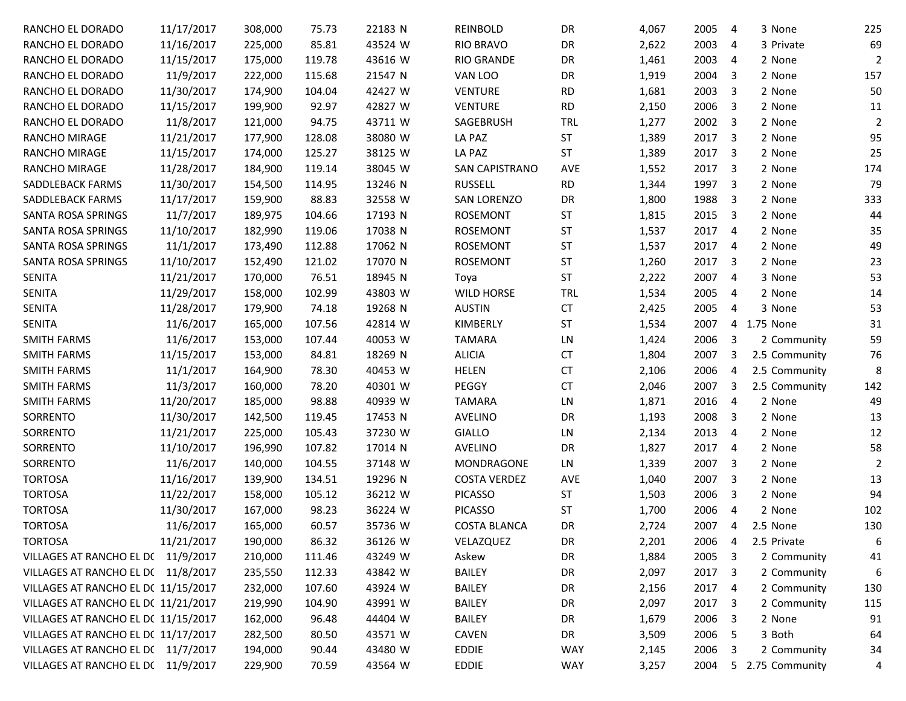| | | | | | | | | | | | | |
|---|---|---|---|---|---|---|---|---|---|---|---|---|
| RANCHO EL DORADO | 11/17/2017 | 308,000 | 75.73 | 22183 N | REINBOLD | DR | 4,067 | 2005 | 4 | 3 | None | 225 |
| RANCHO EL DORADO | 11/16/2017 | 225,000 | 85.81 | 43524 W | RIO BRAVO | DR | 2,622 | 2003 | 4 | 3 | Private | 69 |
| RANCHO EL DORADO | 11/15/2017 | 175,000 | 119.78 | 43616 W | RIO GRANDE | DR | 1,461 | 2003 | 4 | 2 | None | 2 |
| RANCHO EL DORADO | 11/9/2017 | 222,000 | 115.68 | 21547 N | VAN LOO | DR | 1,919 | 2004 | 3 | 2 | None | 157 |
| RANCHO EL DORADO | 11/30/2017 | 174,900 | 104.04 | 42427 W | VENTURE | RD | 1,681 | 2003 | 3 | 2 | None | 50 |
| RANCHO EL DORADO | 11/15/2017 | 199,900 | 92.97 | 42827 W | VENTURE | RD | 2,150 | 2006 | 3 | 2 | None | 11 |
| RANCHO EL DORADO | 11/8/2017 | 121,000 | 94.75 | 43711 W | SAGEBRUSH | TRL | 1,277 | 2002 | 3 | 2 | None | 2 |
| RANCHO MIRAGE | 11/21/2017 | 177,900 | 128.08 | 38080 W | LA PAZ | ST | 1,389 | 2017 | 3 | 2 | None | 95 |
| RANCHO MIRAGE | 11/15/2017 | 174,000 | 125.27 | 38125 W | LA PAZ | ST | 1,389 | 2017 | 3 | 2 | None | 25 |
| RANCHO MIRAGE | 11/28/2017 | 184,900 | 119.14 | 38045 W | SAN CAPISTRANO | AVE | 1,552 | 2017 | 3 | 2 | None | 174 |
| SADDLEBACK FARMS | 11/30/2017 | 154,500 | 114.95 | 13246 N | RUSSELL | RD | 1,344 | 1997 | 3 | 2 | None | 79 |
| SADDLEBACK FARMS | 11/17/2017 | 159,900 | 88.83 | 32558 W | SAN LORENZO | DR | 1,800 | 1988 | 3 | 2 | None | 333 |
| SANTA ROSA SPRINGS | 11/7/2017 | 189,975 | 104.66 | 17193 N | ROSEMONT | ST | 1,815 | 2015 | 3 | 2 | None | 44 |
| SANTA ROSA SPRINGS | 11/10/2017 | 182,990 | 119.06 | 17038 N | ROSEMONT | ST | 1,537 | 2017 | 4 | 2 | None | 35 |
| SANTA ROSA SPRINGS | 11/1/2017 | 173,490 | 112.88 | 17062 N | ROSEMONT | ST | 1,537 | 2017 | 4 | 2 | None | 49 |
| SANTA ROSA SPRINGS | 11/10/2017 | 152,490 | 121.02 | 17070 N | ROSEMONT | ST | 1,260 | 2017 | 3 | 2 | None | 23 |
| SENITA | 11/21/2017 | 170,000 | 76.51 | 18945 N | Toya | ST | 2,222 | 2007 | 4 | 3 | None | 53 |
| SENITA | 11/29/2017 | 158,000 | 102.99 | 43803 W | WILD HORSE | TRL | 1,534 | 2005 | 4 | 2 | None | 14 |
| SENITA | 11/28/2017 | 179,900 | 74.18 | 19268 N | AUSTIN | CT | 2,425 | 2005 | 4 | 3 | None | 53 |
| SENITA | 11/6/2017 | 165,000 | 107.56 | 42814 W | KIMBERLY | ST | 1,534 | 2007 | 4 | 1.75 | None | 31 |
| SMITH FARMS | 11/6/2017 | 153,000 | 107.44 | 40053 W | TAMARA | LN | 1,424 | 2006 | 3 | 2 | Community | 59 |
| SMITH FARMS | 11/15/2017 | 153,000 | 84.81 | 18269 N | ALICIA | CT | 1,804 | 2007 | 3 | 2.5 | Community | 76 |
| SMITH FARMS | 11/1/2017 | 164,900 | 78.30 | 40453 W | HELEN | CT | 2,106 | 2006 | 4 | 2.5 | Community | 8 |
| SMITH FARMS | 11/3/2017 | 160,000 | 78.20 | 40301 W | PEGGY | CT | 2,046 | 2007 | 3 | 2.5 | Community | 142 |
| SMITH FARMS | 11/20/2017 | 185,000 | 98.88 | 40939 W | TAMARA | LN | 1,871 | 2016 | 4 | 2 | None | 49 |
| SORRENTO | 11/30/2017 | 142,500 | 119.45 | 17453 N | AVELINO | DR | 1,193 | 2008 | 3 | 2 | None | 13 |
| SORRENTO | 11/21/2017 | 225,000 | 105.43 | 37230 W | GIALLO | LN | 2,134 | 2013 | 4 | 2 | None | 12 |
| SORRENTO | 11/10/2017 | 196,990 | 107.82 | 17014 N | AVELINO | DR | 1,827 | 2017 | 4 | 2 | None | 58 |
| SORRENTO | 11/6/2017 | 140,000 | 104.55 | 37148 W | MONDRAGONE | LN | 1,339 | 2007 | 3 | 2 | None | 2 |
| TORTOSA | 11/16/2017 | 139,900 | 134.51 | 19296 N | COSTA VERDEZ | AVE | 1,040 | 2007 | 3 | 2 | None | 13 |
| TORTOSA | 11/22/2017 | 158,000 | 105.12 | 36212 W | PICASSO | ST | 1,503 | 2006 | 3 | 2 | None | 94 |
| TORTOSA | 11/30/2017 | 167,000 | 98.23 | 36224 W | PICASSO | ST | 1,700 | 2006 | 4 | 2 | None | 102 |
| TORTOSA | 11/6/2017 | 165,000 | 60.57 | 35736 W | COSTA BLANCA | DR | 2,724 | 2007 | 4 | 2.5 | None | 130 |
| TORTOSA | 11/21/2017 | 190,000 | 86.32 | 36126 W | VELAZQUEZ | DR | 2,201 | 2006 | 4 | 2.5 | Private | 6 |
| VILLAGES AT RANCHO EL DO | 11/9/2017 | 210,000 | 111.46 | 43249 W | Askew | DR | 1,884 | 2005 | 3 | 2 | Community | 41 |
| VILLAGES AT RANCHO EL DO | 11/8/2017 | 235,550 | 112.33 | 43842 W | BAILEY | DR | 2,097 | 2017 | 3 | 2 | Community | 6 |
| VILLAGES AT RANCHO EL DO | 11/15/2017 | 232,000 | 107.60 | 43924 W | BAILEY | DR | 2,156 | 2017 | 4 | 2 | Community | 130 |
| VILLAGES AT RANCHO EL DO | 11/21/2017 | 219,990 | 104.90 | 43991 W | BAILEY | DR | 2,097 | 2017 | 3 | 2 | Community | 115 |
| VILLAGES AT RANCHO EL DO | 11/15/2017 | 162,000 | 96.48 | 44404 W | BAILEY | DR | 1,679 | 2006 | 3 | 2 | None | 91 |
| VILLAGES AT RANCHO EL DO | 11/17/2017 | 282,500 | 80.50 | 43571 W | CAVEN | DR | 3,509 | 2006 | 5 | 3 | Both | 64 |
| VILLAGES AT RANCHO EL DO | 11/7/2017 | 194,000 | 90.44 | 43480 W | EDDIE | WAY | 2,145 | 2006 | 3 | 2 | Community | 34 |
| VILLAGES AT RANCHO EL DO | 11/9/2017 | 229,900 | 70.59 | 43564 W | EDDIE | WAY | 3,257 | 2004 | 5 | 2.75 | Community | 4 |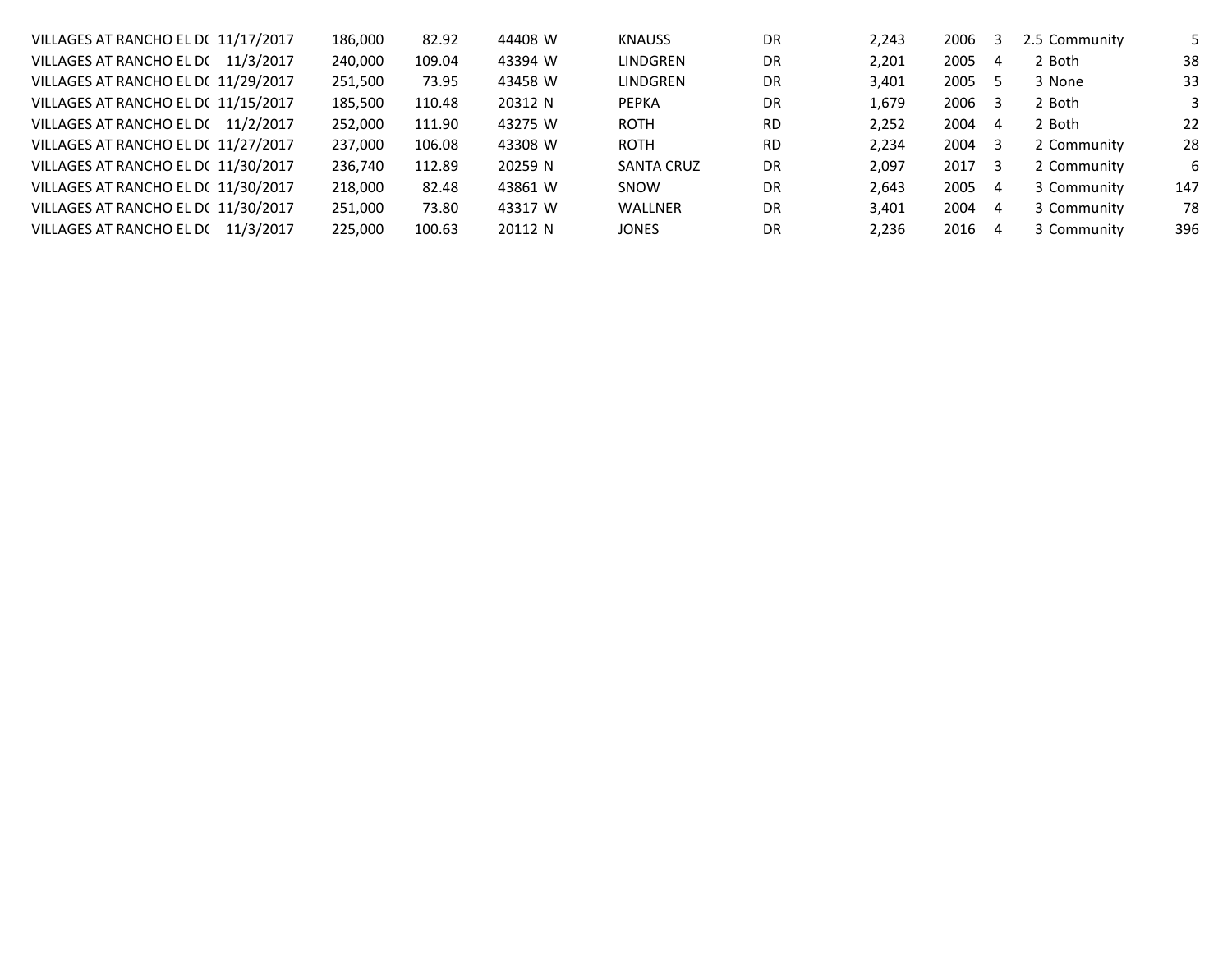| | | | | | | | | | | | | | |
|---|---|---|---|---|---|---|---|---|---|---|---|---|---|
| VILLAGES AT RANCHO EL DC | 11/17/2017 | 186,000 | 82.92 | 44408 | W | KNAUSS | DR | 2,243 | 2006 | 3 | 2.5 | Community | 5 |
| VILLAGES AT RANCHO EL DC | 11/3/2017 | 240,000 | 109.04 | 43394 | W | LINDGREN | DR | 2,201 | 2005 | 4 | 2 | Both | 38 |
| VILLAGES AT RANCHO EL DC | 11/29/2017 | 251,500 | 73.95 | 43458 | W | LINDGREN | DR | 3,401 | 2005 | 5 | 3 | None | 33 |
| VILLAGES AT RANCHO EL DC | 11/15/2017 | 185,500 | 110.48 | 20312 | N | PEPKA | DR | 1,679 | 2006 | 3 | 2 | Both | 3 |
| VILLAGES AT RANCHO EL DC | 11/2/2017 | 252,000 | 111.90 | 43275 | W | ROTH | RD | 2,252 | 2004 | 4 | 2 | Both | 22 |
| VILLAGES AT RANCHO EL DC | 11/27/2017 | 237,000 | 106.08 | 43308 | W | ROTH | RD | 2,234 | 2004 | 3 | 2 | Community | 28 |
| VILLAGES AT RANCHO EL DC | 11/30/2017 | 236,740 | 112.89 | 20259 | N | SANTA CRUZ | DR | 2,097 | 2017 | 3 | 2 | Community | 6 |
| VILLAGES AT RANCHO EL DC | 11/30/2017 | 218,000 | 82.48 | 43861 | W | SNOW | DR | 2,643 | 2005 | 4 | 3 | Community | 147 |
| VILLAGES AT RANCHO EL DC | 11/30/2017 | 251,000 | 73.80 | 43317 | W | WALLNER | DR | 3,401 | 2004 | 4 | 3 | Community | 78 |
| VILLAGES AT RANCHO EL DC | 11/3/2017 | 225,000 | 100.63 | 20112 | N | JONES | DR | 2,236 | 2016 | 4 | 3 | Community | 396 |